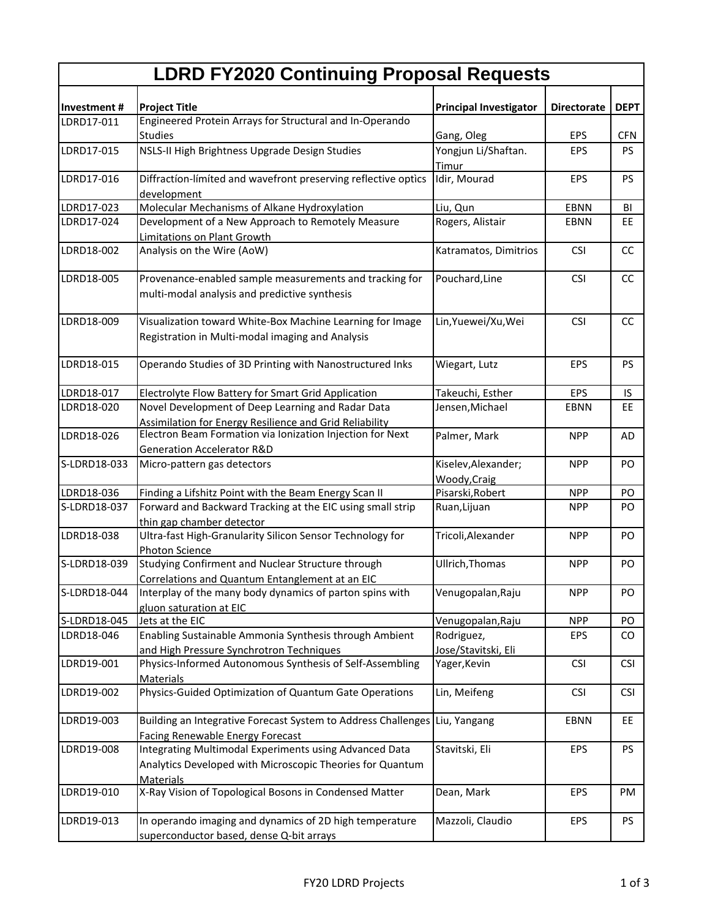# LDRD FY2020 Continuing Proposal Requests

| Investment # | Project Title | Principal Investigator | Directorate | DEPT |
|---|---|---|---|---|
| LDRD17-011 | Engineered Protein Arrays for Structural and In-Operando Studies | Gang, Oleg | EPS | CFN |
| LDRD17-015 | NSLS-II High Brightness Upgrade Design Studies | Yongjun Li/Shaftan. Timur | EPS | PS |
| LDRD17-016 | Diffractíon-límíted and wavefront preserving reflective optìcs development | Idir, Mourad | EPS | PS |
| LDRD17-023 | Molecular Mechanisms of Alkane Hydroxylation | Liu, Qun | EBNN | BI |
| LDRD17-024 | Development of a New Approach to Remotely Measure Limitations on Plant Growth | Rogers, Alistair | EBNN | EE |
| LDRD18-002 | Analysis on the Wire (AoW) | Katramatos, Dimitrios | CSI | CC |
| LDRD18-005 | Provenance-enabled sample measurements and tracking for multi-modal analysis and predictive synthesis | Pouchard,Line | CSI | CC |
| LDRD18-009 | Visualization toward White-Box Machine Learning for Image Registration in Multi-modal imaging and Analysis | Lin,Yuewei/Xu,Wei | CSI | CC |
| LDRD18-015 | Operando Studies of 3D Printing with Nanostructured Inks | Wiegart, Lutz | EPS | PS |
| LDRD18-017 | Electrolyte Flow Battery for Smart Grid Application | Takeuchi, Esther | EPS | IS |
| LDRD18-020 | Novel Development of Deep Learning and Radar Data Assimilation for Energy Resilience and Grid Reliability | Jensen,Michael | EBNN | EE |
| LDRD18-026 | Electron Beam Formation via Ionization Injection for Next Generation Accelerator R&D | Palmer, Mark | NPP | AD |
| S-LDRD18-033 | Micro-pattern gas detectors | Kiselev,Alexander; Woody,Craig | NPP | PO |
| LDRD18-036 | Finding a Lifshitz Point with the Beam Energy Scan II | Pisarski,Robert | NPP | PO |
| S-LDRD18-037 | Forward and Backward Tracking at the EIC using small strip thin gap chamber detector | Ruan,Lijuan | NPP | PO |
| LDRD18-038 | Ultra-fast High-Granularity Silicon Sensor Technology for Photon Science | Tricoli,Alexander | NPP | PO |
| S-LDRD18-039 | Studying Confirment and Nuclear Structure through Correlations and Quantum Entanglement at an EIC | Ullrich,Thomas | NPP | PO |
| S-LDRD18-044 | Interplay of the many body dynamics of parton spins with gluon saturation at EIC | Venugopalan,Raju | NPP | PO |
| S-LDRD18-045 | Jets at the EIC | Venugopalan,Raju | NPP | PO |
| LDRD18-046 | Enabling Sustainable Ammonia Synthesis through Ambient and High Pressure Synchrotron Techniques | Rodriguez, Jose/Stavitski, Eli | EPS | CO |
| LDRD19-001 | Physics-Informed Autonomous Synthesis of Self-Assembling Materials | Yager,Kevin | CSI | CSI |
| LDRD19-002 | Physics-Guided Optimization of Quantum Gate Operations | Lin, Meifeng | CSI | CSI |
| LDRD19-003 | Building an Integrative Forecast System to Address Challenges Facing Renewable Energy Forecast | Liu, Yangang | EBNN | EE |
| LDRD19-008 | Integrating Multimodal Experiments using Advanced Data Analytics Developed with Microscopic Theories for Quantum Materials | Stavitski, Eli | EPS | PS |
| LDRD19-010 | X-Ray Vision of Topological Bosons in Condensed Matter | Dean, Mark | EPS | PM |
| LDRD19-013 | In operando imaging and dynamics of 2D high temperature superconductor based, dense Q-bit arrays | Mazzoli, Claudio | EPS | PS |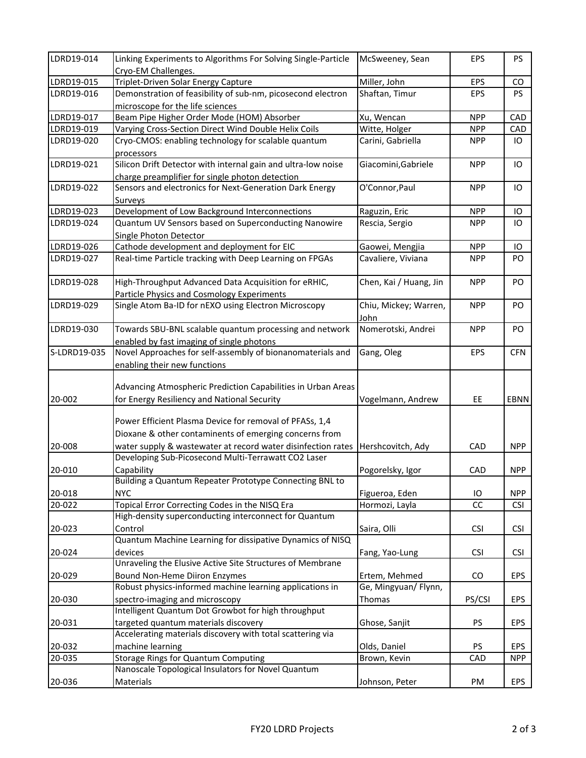| | | | | |
|---|---|---|---|---|
| LDRD19-014 | Linking Experiments to Algorithms For Solving Single-Particle Cryo-EM Challenges. | McSweeney, Sean | EPS | PS |
| LDRD19-015 | Triplet-Driven Solar Energy Capture | Miller, John | EPS | CO |
| LDRD19-016 | Demonstration of feasibility of sub-nm, picosecond electron microscope for the life sciences | Shaftan, Timur | EPS | PS |
| LDRD19-017 | Beam Pipe Higher Order Mode (HOM) Absorber | Xu, Wencan | NPP | CAD |
| LDRD19-019 | Varying Cross-Section Direct Wind Double Helix Coils | Witte, Holger | NPP | CAD |
| LDRD19-020 | Cryo-CMOS: enabling technology for scalable quantum processors | Carini, Gabriella | NPP | IO |
| LDRD19-021 | Silicon Drift Detector with internal gain and ultra-low noise charge preamplifier for single photon detection | Giacomini,Gabriele | NPP | IO |
| LDRD19-022 | Sensors and electronics for Next-Generation Dark Energy Surveys | O'Connor,Paul | NPP | IO |
| LDRD19-023 | Development of Low Background Interconnections | Raguzin, Eric | NPP | IO |
| LDRD19-024 | Quantum UV Sensors based on Superconducting Nanowire Single Photon Detector | Rescia, Sergio | NPP | IO |
| LDRD19-026 | Cathode development and deployment for EIC | Gaowei, Mengjia | NPP | IO |
| LDRD19-027 | Real-time Particle tracking with Deep Learning on FPGAs | Cavaliere, Viviana | NPP | PO |
| LDRD19-028 | High-Throughput Advanced Data Acquisition for eRHIC, Particle Physics and Cosmology Experiments | Chen, Kai / Huang, Jin | NPP | PO |
| LDRD19-029 | Single Atom Ba-ID for nEXO using Electron Microscopy | Chiu, Mickey; Warren, John | NPP | PO |
| LDRD19-030 | Towards SBU-BNL scalable quantum processing and network enabled by fast imaging of single photons | Nomerotski, Andrei | NPP | PO |
| S-LDRD19-035 | Novel Approaches for self-assembly of bionanomaterials and enabling their new functions | Gang, Oleg | EPS | CFN |
| 20-002 | Advancing Atmospheric Prediction Capabilities in Urban Areas for Energy Resiliency and National Security | Vogelmann, Andrew | EE | EBNN |
| 20-008 | Power Efficient Plasma Device for removal of PFASs, 1,4 Dioxane & other contaminents of emerging concerns from water supply & wastewater at record water disinfection rates | Hershcovitch, Ady | CAD | NPP |
| 20-010 | Developing Sub-Picosecond Multi-Terrawatt CO2 Laser Capability | Pogorelsky, Igor | CAD | NPP |
| 20-018 | Building a Quantum Repeater Prototype Connecting BNL to NYC | Figueroa, Eden | IO | NPP |
| 20-022 | Topical Error Correcting Codes in the NISQ Era | Hormozi, Layla | CC | CSI |
| 20-023 | High-density superconducting interconnect for Quantum Control | Saira, Olli | CSI | CSI |
| 20-024 | Quantum Machine Learning for dissipative Dynamics of NISQ devices | Fang, Yao-Lung | CSI | CSI |
| 20-029 | Unraveling the Elusive Active Site Structures of Membrane Bound Non-Heme Diiron Enzymes | Ertem, Mehmed | CO | EPS |
| 20-030 | Robust physics-informed machine learning applications in spectro-imaging and microscopy | Ge, Mingyuan/ Flynn, Thomas | PS/CSI | EPS |
| 20-031 | Intelligent Quantum Dot Growbot for high throughput targeted quantum materials discovery | Ghose, Sanjit | PS | EPS |
| 20-032 | Accelerating materials discovery with total scattering via machine learning | Olds, Daniel | PS | EPS |
| 20-035 | Storage Rings for Quantum Computing | Brown, Kevin | CAD | NPP |
| 20-036 | Nanoscale Topological Insulators for Novel Quantum Materials | Johnson, Peter | PM | EPS |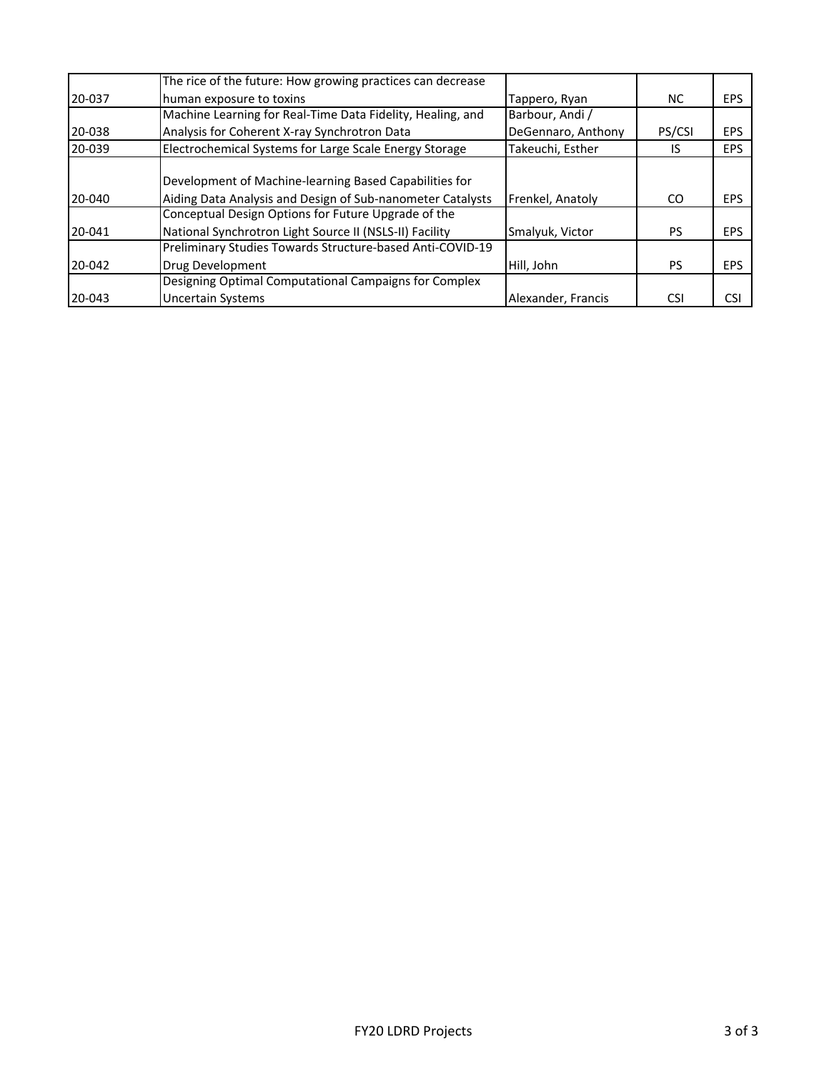| | | | | |
|---|---|---|---|---|
| 20-037 | The rice of the future: How growing practices can decrease human exposure to toxins | Tappero, Ryan | NC | EPS |
| 20-038 | Machine Learning for Real-Time Data Fidelity, Healing, and Analysis for Coherent X-ray Synchrotron Data | Barbour, Andi / DeGennaro, Anthony | PS/CSI | EPS |
| 20-039 | Electrochemical Systems for Large Scale Energy Storage | Takeuchi, Esther | IS | EPS |
| 20-040 | Development of Machine-learning Based Capabilities for Aiding Data Analysis and Design of Sub-nanometer Catalysts | Frenkel, Anatoly | CO | EPS |
| 20-041 | Conceptual Design Options for Future Upgrade of the National Synchrotron Light Source II (NSLS-II) Facility | Smalyuk, Victor | PS | EPS |
| 20-042 | Preliminary Studies Towards Structure-based Anti-COVID-19 Drug Development | Hill, John | PS | EPS |
| 20-043 | Designing Optimal Computational Campaigns for Complex Uncertain Systems | Alexander, Francis | CSI | CSI |